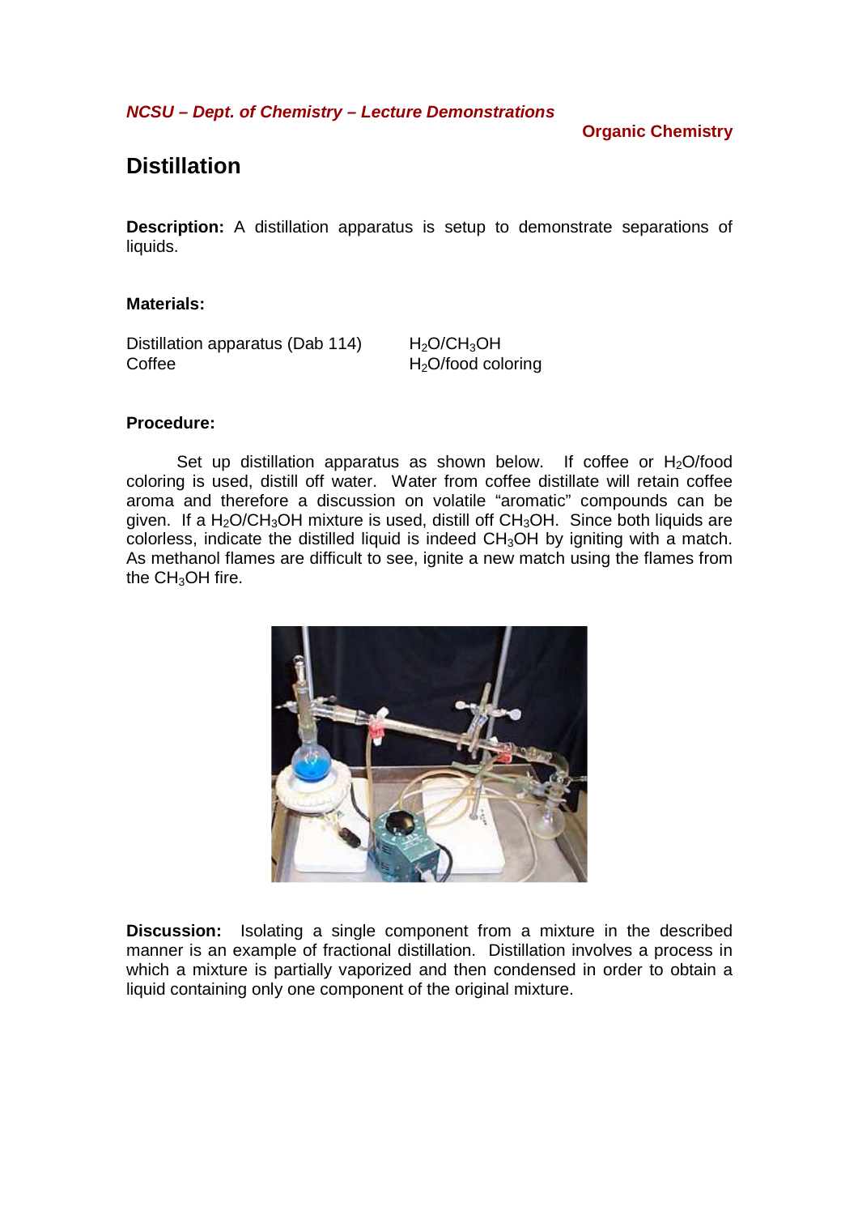*NCSU – Dept. of Chemistry – Lecture Demonstrations*

**Organic Chemistry**

# Distillation

**Description:** A distillation apparatus is setup to demonstrate separations of liquids.

**Materials:**

| | |
|---|---|
| Distillation apparatus (Dab 114) | $H_2O/CH_3OH$ |
| Coffee | $H_2O$/food coloring |

**Procedure:**

Set up distillation apparatus as shown below. If coffee or $H_2O$/food coloring is used, distill off water. Water from coffee distillate will retain coffee aroma and therefore a discussion on volatile "aromatic" compounds can be given. If a $H_2O/CH_3OH$ mixture is used, distill off $CH_3OH$. Since both liquids are colorless, indicate the distilled liquid is indeed $CH_3OH$ by igniting with a match. As methanol flames are difficult to see, ignite a new match using the flames from the $CH_3OH$ fire.

**Discussion:** Isolating a single component from a mixture in the described manner is an example of fractional distillation. Distillation involves a process in which a mixture is partially vaporized and then condensed in order to obtain a liquid containing only one component of the original mixture.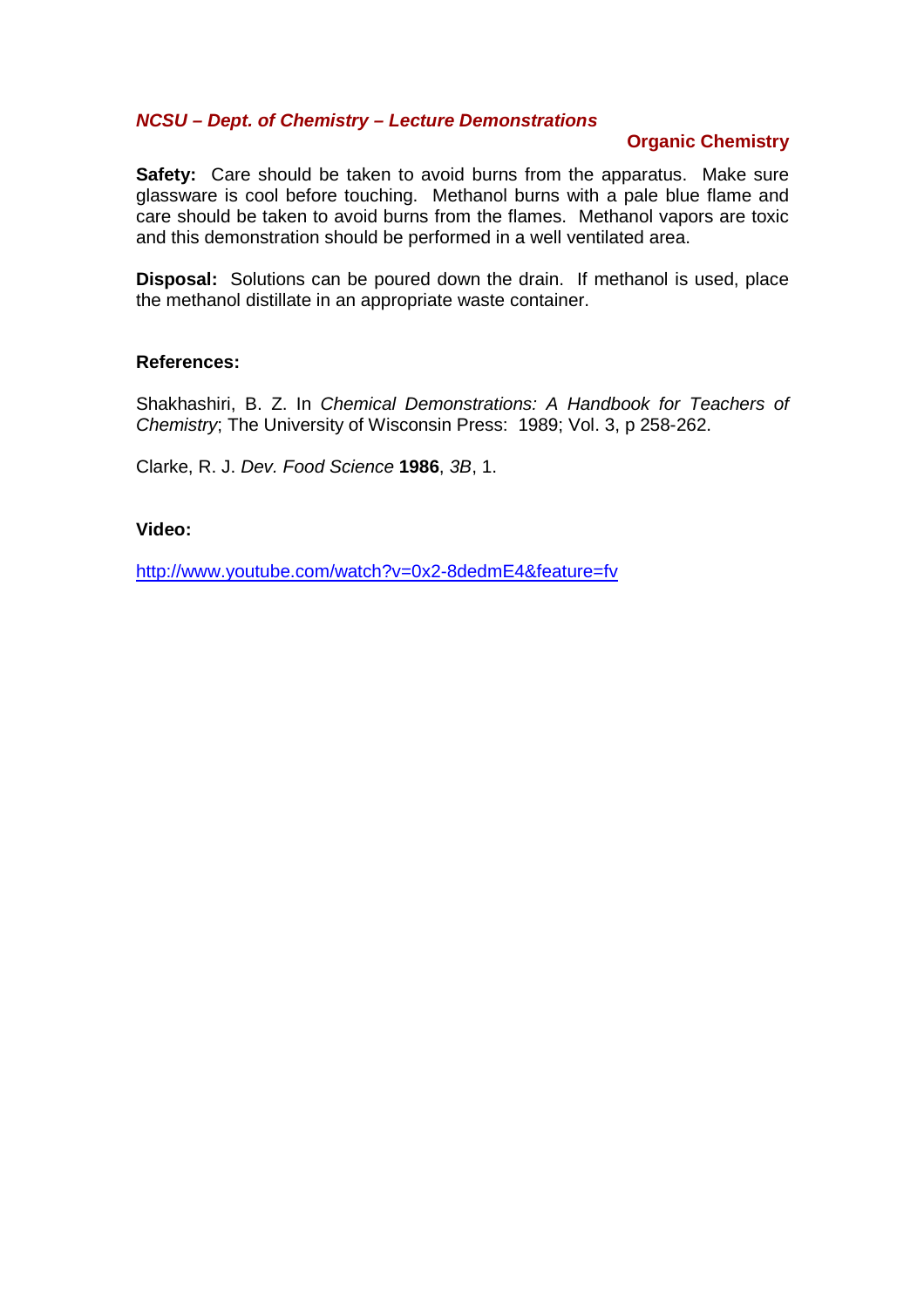**Safety:** Care should be taken to avoid burns from the apparatus. Make sure glassware is cool before touching. Methanol burns with a pale blue flame and care should be taken to avoid burns from the flames. Methanol vapors are toxic and this demonstration should be performed in a well ventilated area.

**Disposal:** Solutions can be poured down the drain. If methanol is used, place the methanol distillate in an appropriate waste container.

**References:**

Shakhashiri, B. Z. In *Chemical Demonstrations: A Handbook for Teachers of Chemistry*; The University of Wisconsin Press: 1989; Vol. 3, p 258-262.

Clarke, R. J. *Dev. Food Science* **1986**, *3B*, 1.

**Video:**

http://www.youtube.com/watch?v=0x2-8dedmE4&feature=fv